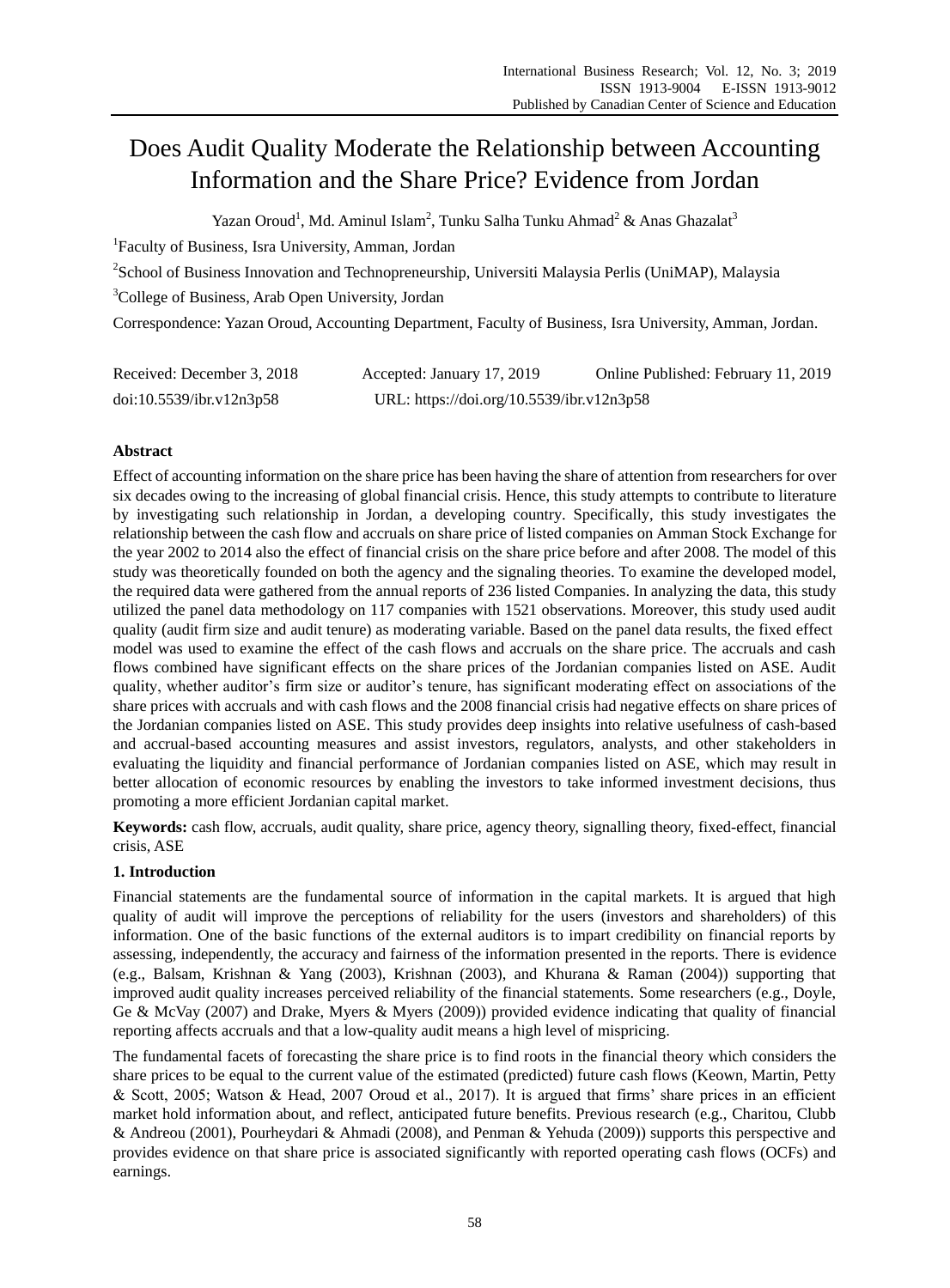# Does Audit Quality Moderate the Relationship between Accounting Information and the Share Price? Evidence from Jordan

Yazan Oroud[1], Md. Aminul Islam[2], Tunku Salha Tunku Ahmad[2] & Anas Ghazalat[3]

[1]Faculty of Business, Isra University, Amman, Jordan

[2]School of Business Innovation and Technopreneurship, Universiti Malaysia Perlis (UniMAP), Malaysia

[3]College of Business, Arab Open University, Jordan

Correspondence: Yazan Oroud, Accounting Department, Faculty of Business, Isra University, Amman, Jordan.

Received: December 3, 2018 Accepted: January 17, 2019 Online Published: February 11, 2019

doi:10.5539/ibr.v12n3p58 URL: https://doi.org/10.5539/ibr.v12n3p58

## Abstract

Effect of accounting information on the share price has been having the share of attention from researchers for over six decades owing to the increasing of global financial crisis. Hence, this study attempts to contribute to literature by investigating such relationship in Jordan, a developing country. Specifically, this study investigates the relationship between the cash flow and accruals on share price of listed companies on Amman Stock Exchange for the year 2002 to 2014 also the effect of financial crisis on the share price before and after 2008. The model of this study was theoretically founded on both the agency and the signaling theories. To examine the developed model, the required data were gathered from the annual reports of 236 listed Companies. In analyzing the data, this study utilized the panel data methodology on 117 companies with 1521 observations. Moreover, this study used audit quality (audit firm size and audit tenure) as moderating variable. Based on the panel data results, the fixed effect model was used to examine the effect of the cash flows and accruals on the share price. The accruals and cash flows combined have significant effects on the share prices of the Jordanian companies listed on ASE. Audit quality, whether auditor's firm size or auditor's tenure, has significant moderating effect on associations of the share prices with accruals and with cash flows and the 2008 financial crisis had negative effects on share prices of the Jordanian companies listed on ASE. This study provides deep insights into relative usefulness of cash-based and accrual-based accounting measures and assist investors, regulators, analysts, and other stakeholders in evaluating the liquidity and financial performance of Jordanian companies listed on ASE, which may result in better allocation of economic resources by enabling the investors to take informed investment decisions, thus promoting a more efficient Jordanian capital market.

**Keywords:** cash flow, accruals, audit quality, share price, agency theory, signalling theory, fixed-effect, financial crisis, ASE

## 1. Introduction

Financial statements are the fundamental source of information in the capital markets. It is argued that high quality of audit will improve the perceptions of reliability for the users (investors and shareholders) of this information. One of the basic functions of the external auditors is to impart credibility on financial reports by assessing, independently, the accuracy and fairness of the information presented in the reports. There is evidence (e.g., Balsam, Krishnan & Yang (2003), Krishnan (2003), and Khurana & Raman (2004)) supporting that improved audit quality increases perceived reliability of the financial statements. Some researchers (e.g., Doyle, Ge & McVay (2007) and Drake, Myers & Myers (2009)) provided evidence indicating that quality of financial reporting affects accruals and that a low-quality audit means a high level of mispricing.

The fundamental facets of forecasting the share price is to find roots in the financial theory which considers the share prices to be equal to the current value of the estimated (predicted) future cash flows (Keown, Martin, Petty & Scott, 2005; Watson & Head, 2007 Oroud et al., 2017). It is argued that firms' share prices in an efficient market hold information about, and reflect, anticipated future benefits. Previous research (e.g., Charitou, Clubb & Andreou (2001), Pourheydari & Ahmadi (2008), and Penman & Yehuda (2009)) supports this perspective and provides evidence on that share price is associated significantly with reported operating cash flows (OCFs) and earnings.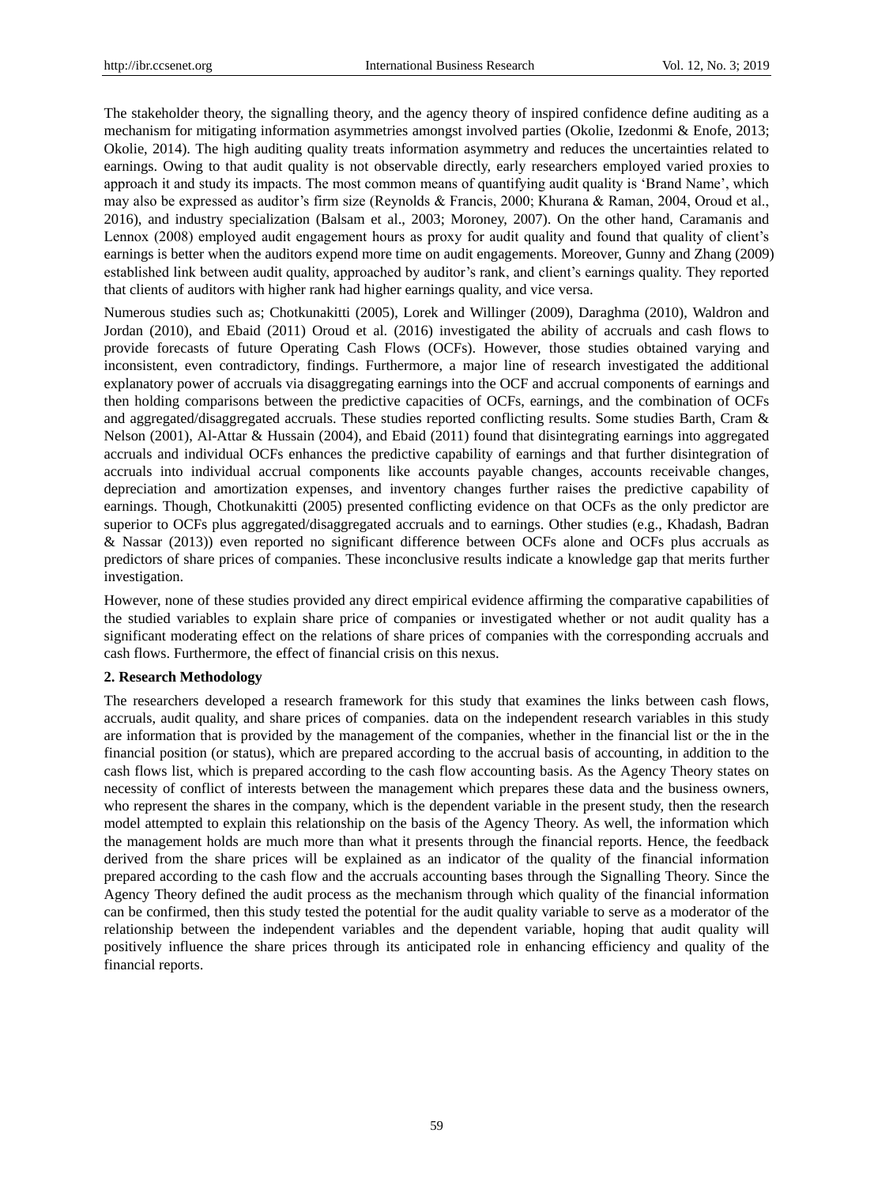The stakeholder theory, the signalling theory, and the agency theory of inspired confidence define auditing as a mechanism for mitigating information asymmetries amongst involved parties (Okolie, Izedonmi & Enofe, 2013; Okolie, 2014). The high auditing quality treats information asymmetry and reduces the uncertainties related to earnings. Owing to that audit quality is not observable directly, early researchers employed varied proxies to approach it and study its impacts. The most common means of quantifying audit quality is 'Brand Name', which may also be expressed as auditor's firm size (Reynolds & Francis, 2000; Khurana & Raman, 2004, Oroud et al., 2016), and industry specialization (Balsam et al., 2003; Moroney, 2007). On the other hand, Caramanis and Lennox (2008) employed audit engagement hours as proxy for audit quality and found that quality of client's earnings is better when the auditors expend more time on audit engagements. Moreover, Gunny and Zhang (2009) established link between audit quality, approached by auditor's rank, and client's earnings quality. They reported that clients of auditors with higher rank had higher earnings quality, and vice versa.

Numerous studies such as; Chotkunakitti (2005), Lorek and Willinger (2009), Daraghma (2010), Waldron and Jordan (2010), and Ebaid (2011) Oroud et al. (2016) investigated the ability of accruals and cash flows to provide forecasts of future Operating Cash Flows (OCFs). However, those studies obtained varying and inconsistent, even contradictory, findings. Furthermore, a major line of research investigated the additional explanatory power of accruals via disaggregating earnings into the OCF and accrual components of earnings and then holding comparisons between the predictive capacities of OCFs, earnings, and the combination of OCFs and aggregated/disaggregated accruals. These studies reported conflicting results. Some studies Barth, Cram & Nelson (2001), Al-Attar & Hussain (2004), and Ebaid (2011) found that disintegrating earnings into aggregated accruals and individual OCFs enhances the predictive capability of earnings and that further disintegration of accruals into individual accrual components like accounts payable changes, accounts receivable changes, depreciation and amortization expenses, and inventory changes further raises the predictive capability of earnings. Though, Chotkunakitti (2005) presented conflicting evidence on that OCFs as the only predictor are superior to OCFs plus aggregated/disaggregated accruals and to earnings. Other studies (e.g., Khadash, Badran & Nassar (2013)) even reported no significant difference between OCFs alone and OCFs plus accruals as predictors of share prices of companies. These inconclusive results indicate a knowledge gap that merits further investigation.

However, none of these studies provided any direct empirical evidence affirming the comparative capabilities of the studied variables to explain share price of companies or investigated whether or not audit quality has a significant moderating effect on the relations of share prices of companies with the corresponding accruals and cash flows. Furthermore, the effect of financial crisis on this nexus.

## 2. Research Methodology

The researchers developed a research framework for this study that examines the links between cash flows, accruals, audit quality, and share prices of companies. data on the independent research variables in this study are information that is provided by the management of the companies, whether in the financial list or the in the financial position (or status), which are prepared according to the accrual basis of accounting, in addition to the cash flows list, which is prepared according to the cash flow accounting basis. As the Agency Theory states on necessity of conflict of interests between the management which prepares these data and the business owners, who represent the shares in the company, which is the dependent variable in the present study, then the research model attempted to explain this relationship on the basis of the Agency Theory. As well, the information which the management holds are much more than what it presents through the financial reports. Hence, the feedback derived from the share prices will be explained as an indicator of the quality of the financial information prepared according to the cash flow and the accruals accounting bases through the Signalling Theory. Since the Agency Theory defined the audit process as the mechanism through which quality of the financial information can be confirmed, then this study tested the potential for the audit quality variable to serve as a moderator of the relationship between the independent variables and the dependent variable, hoping that audit quality will positively influence the share prices through its anticipated role in enhancing efficiency and quality of the financial reports.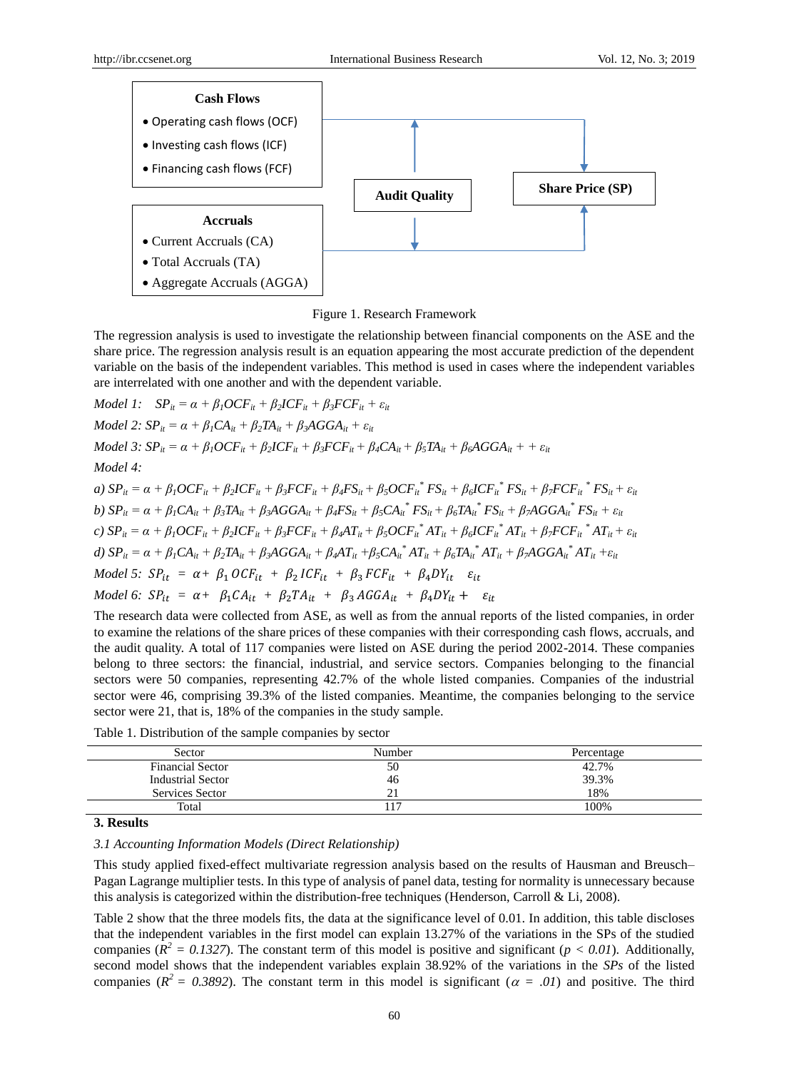**Cash Flows**

- Operating cash flows (OCF)
- Investing cash flows (ICF)
- Financing cash flows (FCF)

**Accruals**

- Current Accruals (CA)
- Total Accruals (TA)
- Aggregate Accruals (AGGA)

**Audit Quality**

**Share Price (SP)**

Figure 1. Research Framework

The regression analysis is used to investigate the relationship between financial components on the ASE and the share price. The regression analysis result is an equation appearing the most accurate prediction of the dependent variable on the basis of the independent variables. This method is used in cases where the independent variables are interrelated with one another and with the dependent variable.

*Model 1:* $SP_{it} = \alpha + \beta_1 OCF_{it} + \beta_2 ICF_{it} + \beta_3 FCF_{it} + \varepsilon_{it}$

*Model 2:* $SP_{it} = \alpha + \beta_1 CA_{it} + \beta_2 TA_{it} + \beta_3 AGGA_{it} + \varepsilon_{it}$

*Model 3:* $SP_{it} = \alpha + \beta_1 OCF_{it} + \beta_2 ICF_{it} + \beta_3 FCF_{it} + \beta_4 CA_{it} + \beta_5 TA_{it} + \beta_6 AGGA_{it} + + \varepsilon_{it}$

*Model 4:*

*a)* $SP_{it} = \alpha + \beta_1 OCF_{it} + \beta_2 ICF_{it} + \beta_3 FCF_{it} + \beta_4 FS_{it} + \beta_5 OCF_{it}{}^{*} FS_{it} + \beta_6 ICF_{it}{}^{*} FS_{it} + \beta_7 FCF_{it}{}^{*} FS_{it} + \varepsilon_{it}$

*b)* $SP_{it} = \alpha + \beta_1 CA_{it} + \beta_3 TA_{it} + \beta_3 AGGA_{it} + \beta_4 FS_{it} + \beta_5 CA_{it}{}^{*} FS_{it} + \beta_6 TA_{it}{}^{*} FS_{it} + \beta_7 AGGA_{it}{}^{*} FS_{it} + \varepsilon_{it}$

*c)* $SP_{it} = \alpha + \beta_1 OCF_{it} + \beta_2 ICF_{it} + \beta_3 FCF_{it} + \beta_4 AT_{it} + \beta_5 OCF_{it}{}^{*} AT_{it} + \beta_6 ICF_{it}{}^{*} AT_{it} + \beta_7 FCF_{it}{}^{*} AT_{it} + \varepsilon_{it}$

*d)* $SP_{it} = \alpha + \beta_1 CA_{it} + \beta_2 TA_{it} + \beta_3 AGGA_{it} + \beta_4 AT_{it} + \beta_5 CA_{it}{}^{*} AT_{it} + \beta_6 TA_{it}{}^{*} AT_{it} + \beta_7 AGGA_{it}{}^{*} AT_{it} + \varepsilon_{it}$

*Model 5:* $SP_{it} = \alpha + \beta_1 OCF_{it} + \beta_2 ICF_{it} + \beta_3 FCF_{it} + \beta_4 DY_{it} \quad \varepsilon_{it}$

*Model 6:* $SP_{it} = \alpha + \beta_1 CA_{it} + \beta_2 TA_{it} + \beta_3 AGGA_{it} + \beta_4 DY_{it} + \varepsilon_{it}$

The research data were collected from ASE, as well as from the annual reports of the listed companies, in order to examine the relations of the share prices of these companies with their corresponding cash flows, accruals, and the audit quality. A total of 117 companies were listed on ASE during the period 2002-2014. These companies belong to three sectors: the financial, industrial, and service sectors. Companies belonging to the financial sectors were 50 companies, representing 42.7% of the whole listed companies. Companies of the industrial sector were 46, comprising 39.3% of the listed companies. Meantime, the companies belonging to the service sector were 21, that is, 18% of the companies in the study sample.

Table 1. Distribution of the sample companies by sector

| Sector | Number | Percentage |
|---|---|---|
| Financial Sector | 50 | 42.7% |
| Industrial Sector | 46 | 39.3% |
| Services Sector | 21 | 18% |
| Total | 117 | 100% |

## 3. Results

### *3.1 Accounting Information Models (Direct Relationship)*

This study applied fixed-effect multivariate regression analysis based on the results of Hausman and Breusch–Pagan Lagrange multiplier tests. In this type of analysis of panel data, testing for normality is unnecessary because this analysis is categorized within the distribution-free techniques (Henderson, Carroll & Li, 2008).

Table 2 show that the three models fits, the data at the significance level of 0.01. In addition, this table discloses that the independent variables in the first model can explain 13.27% of the variations in the SPs of the studied companies ($R^2 = 0.1327$). The constant term of this model is positive and significant ($p < 0.01$). Additionally, second model shows that the independent variables explain 38.92% of the variations in the *SPs* of the listed companies ($R^2 = 0.3892$). The constant term in this model is significant ($\alpha = .01$) and positive. The third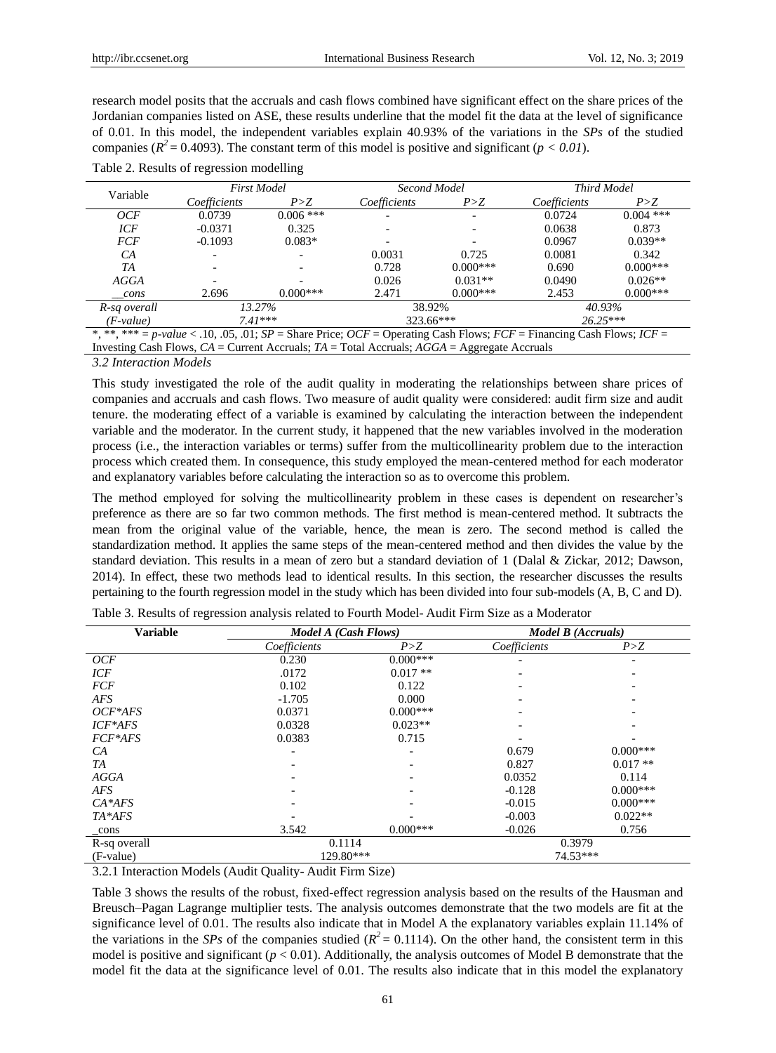research model posits that the accruals and cash flows combined have significant effect on the share prices of the Jordanian companies listed on ASE, these results underline that the model fit the data at the level of significance of 0.01. In this model, the independent variables explain 40.93% of the variations in the *SPs* of the studied companies ($R^2 = 0.4093$). The constant term of this model is positive and significant ($p < 0.01$).

Table 2. Results of regression modelling

| Variable | *First Model* | | *Second Model* | | *Third Model* | |
|---|---|---|---|---|---|---|
| | *Coefficients* | *P>Z* | *Coefficients* | *P>Z* | *Coefficients* | *P>Z* |
| *OCF* | 0.0739 | 0.006 *** | - | - | 0.0724 | 0.004 *** |
| *ICF* | -0.0371 | 0.325 | - | - | 0.0638 | 0.873 |
| *FCF* | -0.1093 | 0.083* | - | - | 0.0967 | 0.039** |
| *CA* | - | - | 0.0031 | 0.725 | 0.0081 | 0.342 |
| *TA* | - | - | 0.728 | 0.000*** | 0.690 | 0.000*** |
| *AGGA* | - | - | 0.026 | 0.031** | 0.0490 | 0.026** |
| *_cons* | 2.696 | 0.000*** | 2.471 | 0.000*** | 2.453 | 0.000*** |
| *R-sq overall* | 13.27% | | 38.92% | | 40.93% | |
| *(F-value)* | 7.41*** | | 323.66*** | | 26.25*** | |

*, **, *** = *p-value* < .10, .05, .01; *SP* = Share Price; *OCF* = Operating Cash Flows; *FCF* = Financing Cash Flows; *ICF* = Investing Cash Flows, *CA* = Current Accruals; *TA* = Total Accruals; *AGGA* = Aggregate Accruals

### 3.2 Interaction Models

This study investigated the role of the audit quality in moderating the relationships between share prices of companies and accruals and cash flows. Two measure of audit quality were considered: audit firm size and audit tenure. the moderating effect of a variable is examined by calculating the interaction between the independent variable and the moderator. In the current study, it happened that the new variables involved in the moderation process (i.e., the interaction variables or terms) suffer from the multicollinearity problem due to the interaction process which created them. In consequence, this study employed the mean-centered method for each moderator and explanatory variables before calculating the interaction so as to overcome this problem.

The method employed for solving the multicollinearity problem in these cases is dependent on researcher's preference as there are so far two common methods. The first method is mean-centered method. It subtracts the mean from the original value of the variable, hence, the mean is zero. The second method is called the standardization method. It applies the same steps of the mean-centered method and then divides the value by the standard deviation. This results in a mean of zero but a standard deviation of 1 (Dalal & Zickar, 2012; Dawson, 2014). In effect, these two methods lead to identical results. In this section, the researcher discusses the results pertaining to the fourth regression model in the study which has been divided into four sub-models (A, B, C and D).

Table 3. Results of regression analysis related to Fourth Model- Audit Firm Size as a Moderator

| **Variable** | ***Model A (Cash Flows)*** | | ***Model B (Accruals)*** | |
|---|---|---|---|---|
| | *Coefficients* | *P>Z* | *Coefficients* | *P>Z* |
| *OCF* | 0.230 | 0.000*** | - | - |
| *ICF* | .0172 | 0.017 ** | - | - |
| *FCF* | 0.102 | 0.122 | - | - |
| *AFS* | -1.705 | 0.000 | - | - |
| *OCF*AFS* | 0.0371 | 0.000*** | - | - |
| *ICF*AFS* | 0.0328 | 0.023** | - | - |
| *FCF*AFS* | 0.0383 | 0.715 | - | - |
| *CA* | - | - | 0.679 | 0.000*** |
| *TA* | - | - | 0.827 | 0.017 ** |
| *AGGA* | - | - | 0.0352 | 0.114 |
| *AFS* | - | - | -0.128 | 0.000*** |
| *CA*AFS* | - | - | -0.015 | 0.000*** |
| *TA*AFS* | - | - | -0.003 | 0.022** |
| _cons | 3.542 | 0.000*** | -0.026 | 0.756 |
| R-sq overall | 0.1114 | | 0.3979 | |
| (F-value) | 129.80*** | | 74.53*** | |

#### 3.2.1 Interaction Models (Audit Quality- Audit Firm Size)

Table 3 shows the results of the robust, fixed-effect regression analysis based on the results of the Hausman and Breusch–Pagan Lagrange multiplier tests. The analysis outcomes demonstrate that the two models are fit at the significance level of 0.01. The results also indicate that in Model A the explanatory variables explain 11.14% of the variations in the *SPs* of the companies studied ($R^2 = 0.1114$). On the other hand, the consistent term in this model is positive and significant ($p < 0.01$). Additionally, the analysis outcomes of Model B demonstrate that the model fit the data at the significance level of 0.01. The results also indicate that in this model the explanatory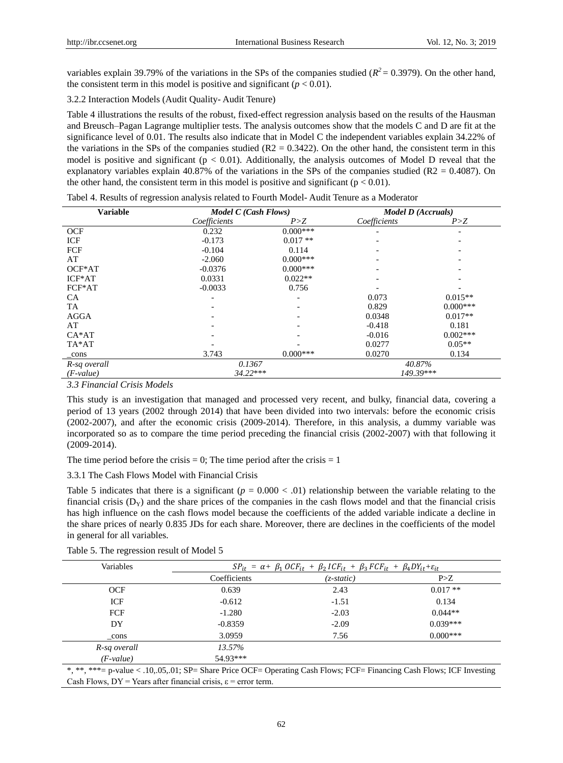variables explain 39.79% of the variations in the SPs of the companies studied ($R^2 = 0.3979$). On the other hand, the consistent term in this model is positive and significant ($p < 0.01$).

3.2.2 Interaction Models (Audit Quality- Audit Tenure)

Table 4 illustrations the results of the robust, fixed-effect regression analysis based on the results of the Hausman and Breusch–Pagan Lagrange multiplier tests. The analysis outcomes show that the models C and D are fit at the significance level of 0.01. The results also indicate that in Model C the independent variables explain 34.22% of the variations in the SPs of the companies studied (R2 = 0.3422). On the other hand, the consistent term in this model is positive and significant ($p < 0.01$). Additionally, the analysis outcomes of Model D reveal that the explanatory variables explain 40.87% of the variations in the SPs of the companies studied (R2 = 0.4087). On the other hand, the consistent term in this model is positive and significant ($p < 0.01$).

Tabel 4. Results of regression analysis related to Fourth Model- Audit Tenure as a Moderator

| Variable | *Model C (Cash Flows)* | | *Model D (Accruals)* | |
|---|---|---|---|---|
| | *Coefficients* | *P>Z* | *Coefficients* | *P>Z* |
| OCF | 0.232 | 0.000*** | - | - |
| ICF | -0.173 | 0.017 ** | - | - |
| FCF | -0.104 | 0.114 | - | - |
| AT | -2.060 | 0.000*** | - | - |
| OCF*AT | -0.0376 | 0.000*** | - | - |
| ICF*AT | 0.0331 | 0.022** | - | - |
| FCF*AT | -0.0033 | 0.756 | - | - |
| CA | - | - | 0.073 | 0.015** |
| TA | - | - | 0.829 | 0.000*** |
| AGGA | - | - | 0.0348 | 0.017** |
| AT | - | - | -0.418 | 0.181 |
| CA*AT | - | - | -0.016 | 0.002*** |
| TA*AT | - | - | 0.0277 | 0.05** |
| _cons | 3.743 | 0.000*** | 0.0270 | 0.134 |
| *R-sq overall* | *0.1367* | | *40.87%* | |
| *(F-value)* | *34.22**** | | *149.39**** | |

### *3.3 Financial Crisis Models*

This study is an investigation that managed and processed very recent, and bulky, financial data, covering a period of 13 years (2002 through 2014) that have been divided into two intervals: before the economic crisis (2002-2007), and after the economic crisis (2009-2014). Therefore, in this analysis, a dummy variable was incorporated so as to compare the time period preceding the financial crisis (2002-2007) with that following it (2009-2014).

The time period before the crisis = 0; The time period after the crisis = 1

3.3.1 The Cash Flows Model with Financial Crisis

Table 5 indicates that there is a significant ($p = 0.000 < .01$) relationship between the variable relating to the financial crisis ($D_Y$) and the share prices of the companies in the cash flows model and that the financial crisis has high influence on the cash flows model because the coefficients of the added variable indicate a decline in the share prices of nearly 0.835 JDs for each share. Moreover, there are declines in the coefficients of the model in general for all variables.

Table 5. The regression result of Model 5

| Variables | $SP_{it} = \alpha + \beta_1 OCF_{it} + \beta_2 ICF_{it} + \beta_3 FCF_{it} + \beta_4 DY_{it} + \varepsilon_{it}$ | | |
|---|---|---|---|
| | Coefficients | *(z-static)* | P>Z |
| OCF | 0.639 | 2.43 | 0.017 ** |
| ICF | -0.612 | -1.51 | 0.134 |
| FCF | -1.280 | -2.03 | 0.044** |
| DY | -0.8359 | -2.09 | 0.039*** |
| _cons | 3.0959 | 7.56 | 0.000*** |
| *R-sq overall* | *13.57%* | | |
| *(F-value)* | 54.93*** | | |

*, **, ***= p-value < .10,.05,.01; SP= Share Price OCF= Operating Cash Flows; FCF= Financing Cash Flows; ICF Investing Cash Flows, DY = Years after financial crisis, ε = error term.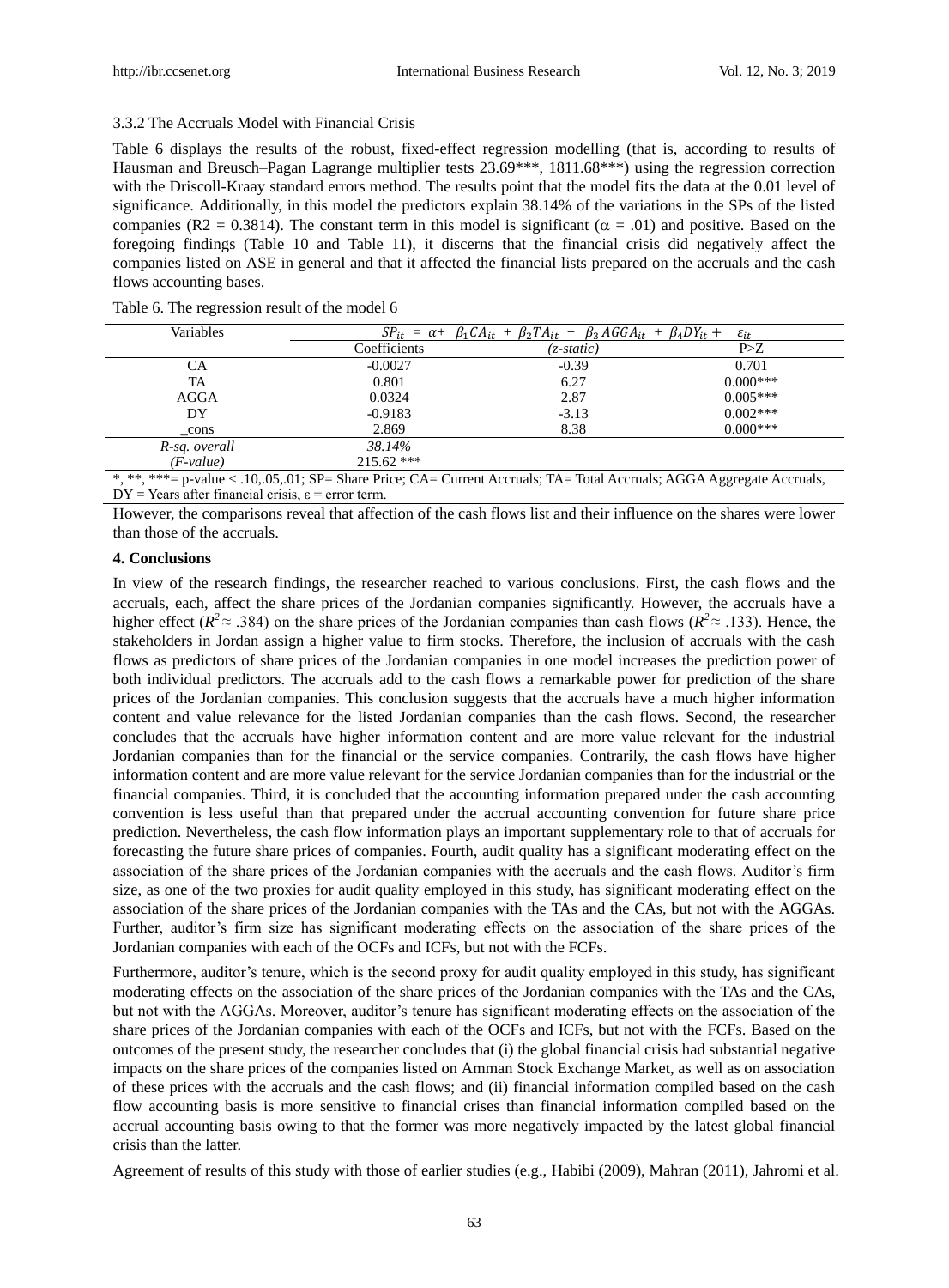### 3.3.2 The Accruals Model with Financial Crisis

Table 6 displays the results of the robust, fixed-effect regression modelling (that is, according to results of Hausman and Breusch–Pagan Lagrange multiplier tests 23.69***, 1811.68***) using the regression correction with the Driscoll-Kraay standard errors method. The results point that the model fits the data at the 0.01 level of significance. Additionally, in this model the predictors explain 38.14% of the variations in the SPs of the listed companies (R2 = 0.3814). The constant term in this model is significant (α = .01) and positive. Based on the foregoing findings (Table 10 and Table 11), it discerns that the financial crisis did negatively affect the companies listed on ASE in general and that it affected the financial lists prepared on the accruals and the cash flows accounting bases.

Table 6. The regression result of the model 6

| Variables | $SP_{it} = \alpha + \beta_1 CA_{it} + \beta_2 TA_{it} + \beta_3 AGGA_{it} + \beta_4 DY_{it} + \varepsilon_{it}$ | | |
|---|---|---|---|
| | Coefficients | *(z-static)* | P>Z |
| CA | -0.0027 | -0.39 | 0.701 |
| TA | 0.801 | 6.27 | 0.000*** |
| AGGA | 0.0324 | 2.87 | 0.005*** |
| DY | -0.9183 | -3.13 | 0.002*** |
| _cons | 2.869 | 8.38 | 0.000*** |
| *R-sq. overall* | *38.14%* | | |
| *(F-value)* | 215.62 *** | | |

*, **, ***= p-value < .10,.05,.01; SP= Share Price; CA= Current Accruals; TA= Total Accruals; AGGA Aggregate Accruals, DY = Years after financial crisis, ε = error term.

However, the comparisons reveal that affection of the cash flows list and their influence on the shares were lower than those of the accruals.

## 4. Conclusions

In view of the research findings, the researcher reached to various conclusions. First, the cash flows and the accruals, each, affect the share prices of the Jordanian companies significantly. However, the accruals have a higher effect ($R^2 \approx .384$) on the share prices of the Jordanian companies than cash flows ($R^2 \approx .133$). Hence, the stakeholders in Jordan assign a higher value to firm stocks. Therefore, the inclusion of accruals with the cash flows as predictors of share prices of the Jordanian companies in one model increases the prediction power of both individual predictors. The accruals add to the cash flows a remarkable power for prediction of the share prices of the Jordanian companies. This conclusion suggests that the accruals have a much higher information content and value relevance for the listed Jordanian companies than the cash flows. Second, the researcher concludes that the accruals have higher information content and are more value relevant for the industrial Jordanian companies than for the financial or the service companies. Contrarily, the cash flows have higher information content and are more value relevant for the service Jordanian companies than for the industrial or the financial companies. Third, it is concluded that the accounting information prepared under the cash accounting convention is less useful than that prepared under the accrual accounting convention for future share price prediction. Nevertheless, the cash flow information plays an important supplementary role to that of accruals for forecasting the future share prices of companies. Fourth, audit quality has a significant moderating effect on the association of the share prices of the Jordanian companies with the accruals and the cash flows. Auditor's firm size, as one of the two proxies for audit quality employed in this study, has significant moderating effect on the association of the share prices of the Jordanian companies with the TAs and the CAs, but not with the AGGAs. Further, auditor's firm size has significant moderating effects on the association of the share prices of the Jordanian companies with each of the OCFs and ICFs, but not with the FCFs.

Furthermore, auditor's tenure, which is the second proxy for audit quality employed in this study, has significant moderating effects on the association of the share prices of the Jordanian companies with the TAs and the CAs, but not with the AGGAs. Moreover, auditor's tenure has significant moderating effects on the association of the share prices of the Jordanian companies with each of the OCFs and ICFs, but not with the FCFs. Based on the outcomes of the present study, the researcher concludes that (i) the global financial crisis had substantial negative impacts on the share prices of the companies listed on Amman Stock Exchange Market, as well as on association of these prices with the accruals and the cash flows; and (ii) financial information compiled based on the cash flow accounting basis is more sensitive to financial crises than financial information compiled based on the accrual accounting basis owing to that the former was more negatively impacted by the latest global financial crisis than the latter.

Agreement of results of this study with those of earlier studies (e.g., Habibi (2009), Mahran (2011), Jahromi et al.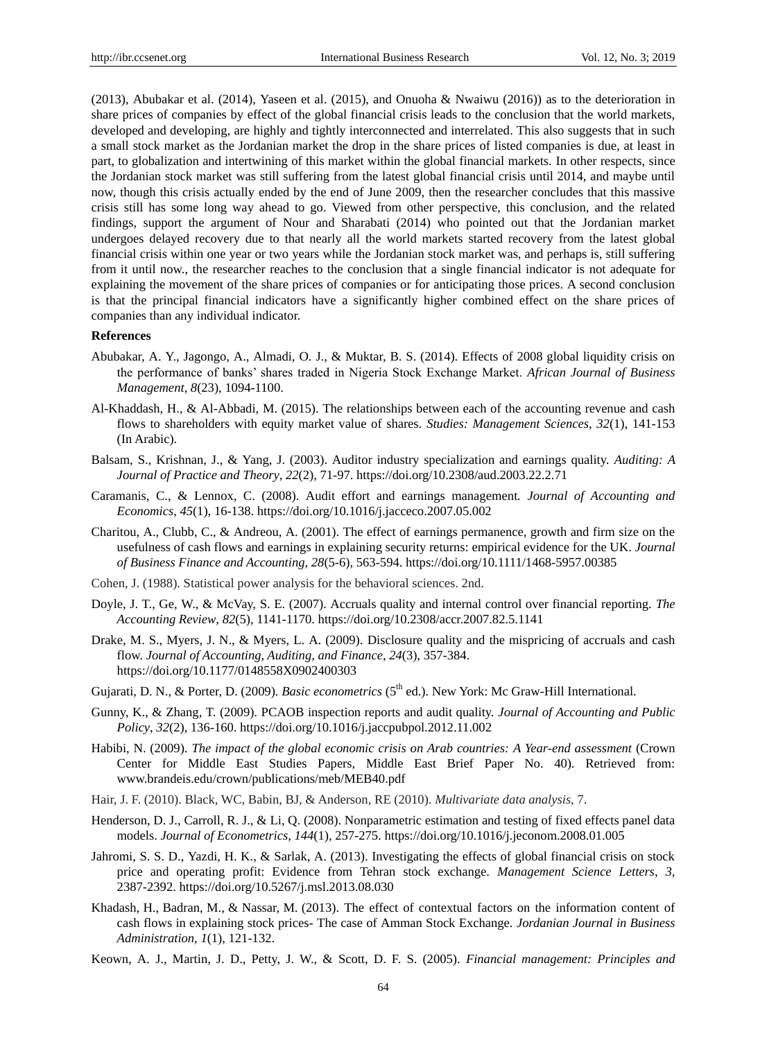(2013), Abubakar et al. (2014), Yaseen et al. (2015), and Onuoha & Nwaiwu (2016)) as to the deterioration in share prices of companies by effect of the global financial crisis leads to the conclusion that the world markets, developed and developing, are highly and tightly interconnected and interrelated. This also suggests that in such a small stock market as the Jordanian market the drop in the share prices of listed companies is due, at least in part, to globalization and intertwining of this market within the global financial markets. In other respects, since the Jordanian stock market was still suffering from the latest global financial crisis until 2014, and maybe until now, though this crisis actually ended by the end of June 2009, then the researcher concludes that this massive crisis still has some long way ahead to go. Viewed from other perspective, this conclusion, and the related findings, support the argument of Nour and Sharabati (2014) who pointed out that the Jordanian market undergoes delayed recovery due to that nearly all the world markets started recovery from the latest global financial crisis within one year or two years while the Jordanian stock market was, and perhaps is, still suffering from it until now., the researcher reaches to the conclusion that a single financial indicator is not adequate for explaining the movement of the share prices of companies or for anticipating those prices. A second conclusion is that the principal financial indicators have a significantly higher combined effect on the share prices of companies than any individual indicator.

**References**

Abubakar, A. Y., Jagongo, A., Almadi, O. J., & Muktar, B. S. (2014). Effects of 2008 global liquidity crisis on the performance of banks' shares traded in Nigeria Stock Exchange Market. *African Journal of Business Management*, *8*(23), 1094-1100.

Al-Khaddash, H., & Al-Abbadi, M. (2015). The relationships between each of the accounting revenue and cash flows to shareholders with equity market value of shares. *Studies: Management Sciences*, *32*(1), 141-153 (In Arabic).

Balsam, S., Krishnan, J., & Yang, J. (2003). Auditor industry specialization and earnings quality. *Auditing: A Journal of Practice and Theory*, *22*(2), 71-97. https://doi.org/10.2308/aud.2003.22.2.71

Caramanis, C., & Lennox, C. (2008). Audit effort and earnings management. *Journal of Accounting and Economics*, *45*(1), 16-138. https://doi.org/10.1016/j.jacceco.2007.05.002

Charitou, A., Clubb, C., & Andreou, A. (2001). The effect of earnings permanence, growth and firm size on the usefulness of cash flows and earnings in explaining security returns: empirical evidence for the UK. *Journal of Business Finance and Accounting*, *28*(5-6), 563-594. https://doi.org/10.1111/1468-5957.00385

Cohen, J. (1988). Statistical power analysis for the behavioral sciences. 2nd.

Doyle, J. T., Ge, W., & McVay, S. E. (2007). Accruals quality and internal control over financial reporting. *The Accounting Review*, *82*(5), 1141-1170. https://doi.org/10.2308/accr.2007.82.5.1141

Drake, M. S., Myers, J. N., & Myers, L. A. (2009). Disclosure quality and the mispricing of accruals and cash flow. *Journal of Accounting, Auditing, and Finance*, *24*(3), 357-384. https://doi.org/10.1177/0148558X0902400303

Gujarati, D. N., & Porter, D. (2009). *Basic econometrics* (5th ed.). New York: Mc Graw-Hill International.

Gunny, K., & Zhang, T. (2009). PCAOB inspection reports and audit quality. *Journal of Accounting and Public Policy*, *32*(2), 136-160. https://doi.org/10.1016/j.jaccpubpol.2012.11.002

Habibi, N. (2009). *The impact of the global economic crisis on Arab countries: A Year-end assessment* (Crown Center for Middle East Studies Papers, Middle East Brief Paper No. 40). Retrieved from: www.brandeis.edu/crown/publications/meb/MEB40.pdf

Hair, J. F. (2010). Black, WC, Babin, BJ, & Anderson, RE (2010). *Multivariate data analysis*, 7.

Henderson, D. J., Carroll, R. J., & Li, Q. (2008). Nonparametric estimation and testing of fixed effects panel data models. *Journal of Econometrics*, *144*(1), 257-275. https://doi.org/10.1016/j.jeconom.2008.01.005

Jahromi, S. S. D., Yazdi, H. K., & Sarlak, A. (2013). Investigating the effects of global financial crisis on stock price and operating profit: Evidence from Tehran stock exchange. *Management Science Letters*, *3*, 2387-2392. https://doi.org/10.5267/j.msl.2013.08.030

Khadash, H., Badran, M., & Nassar, M. (2013). The effect of contextual factors on the information content of cash flows in explaining stock prices- The case of Amman Stock Exchange. *Jordanian Journal in Business Administration*, *1*(1), 121-132.

Keown, A. J., Martin, J. D., Petty, J. W., & Scott, D. F. S. (2005). *Financial management: Principles and*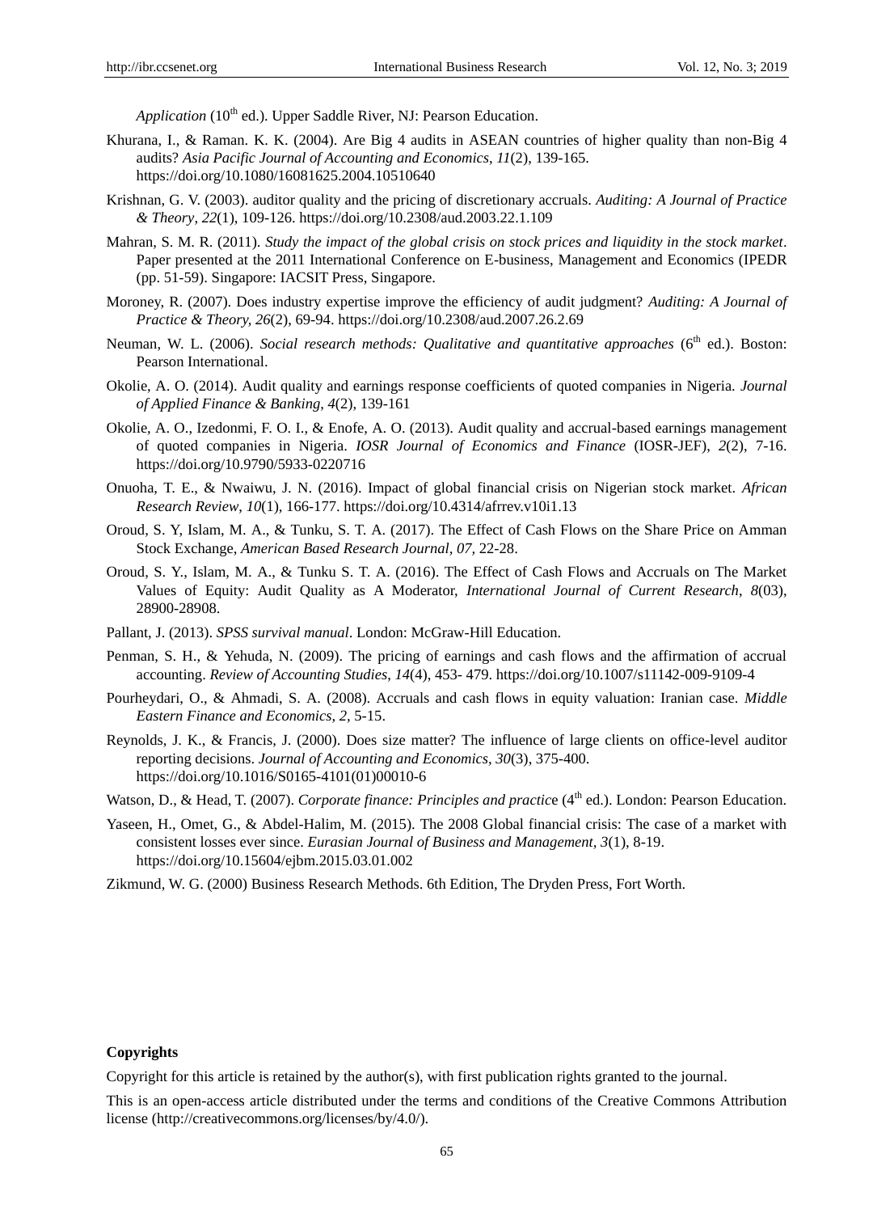*Application* (10th ed.). Upper Saddle River, NJ: Pearson Education.

Khurana, I., & Raman. K. K. (2004). Are Big 4 audits in ASEAN countries of higher quality than non-Big 4 audits? *Asia Pacific Journal of Accounting and Economics*, *11*(2), 139-165. https://doi.org/10.1080/16081625.2004.10510640

Krishnan, G. V. (2003). auditor quality and the pricing of discretionary accruals. *Auditing: A Journal of Practice & Theory*, *22*(1), 109-126. https://doi.org/10.2308/aud.2003.22.1.109

Mahran, S. M. R. (2011). *Study the impact of the global crisis on stock prices and liquidity in the stock market*. Paper presented at the 2011 International Conference on E-business, Management and Economics (IPEDR (pp. 51-59). Singapore: IACSIT Press, Singapore.

Moroney, R. (2007). Does industry expertise improve the efficiency of audit judgment? *Auditing: A Journal of Practice & Theory, 26*(2), 69-94. https://doi.org/10.2308/aud.2007.26.2.69

Neuman, W. L. (2006). *Social research methods: Qualitative and quantitative approaches* (6th ed.). Boston: Pearson International.

Okolie, A. O. (2014). Audit quality and earnings response coefficients of quoted companies in Nigeria. *Journal of Applied Finance & Banking*, *4*(2), 139-161

Okolie, A. O., Izedonmi, F. O. I., & Enofe, A. O. (2013). Audit quality and accrual-based earnings management of quoted companies in Nigeria. *IOSR Journal of Economics and Finance* (IOSR-JEF), *2*(2), 7-16. https://doi.org/10.9790/5933-0220716

Onuoha, T. E., & Nwaiwu, J. N. (2016). Impact of global financial crisis on Nigerian stock market. *African Research Review*, *10*(1), 166-177. https://doi.org/10.4314/afrrev.v10i1.13

Oroud, S. Y, Islam, M. A., & Tunku, S. T. A. (2017). The Effect of Cash Flows on the Share Price on Amman Stock Exchange, *American Based Research Journal*, *07*, 22-28.

Oroud, S. Y., Islam, M. A., & Tunku S. T. A. (2016). The Effect of Cash Flows and Accruals on The Market Values of Equity: Audit Quality as A Moderator, *International Journal of Current Research*, *8*(03), 28900-28908.

Pallant, J. (2013). *SPSS survival manual*. London: McGraw-Hill Education.

Penman, S. H., & Yehuda, N. (2009). The pricing of earnings and cash flows and the affirmation of accrual accounting. *Review of Accounting Studies*, *14*(4), 453- 479. https://doi.org/10.1007/s11142-009-9109-4

Pourheydari, O., & Ahmadi, S. A. (2008). Accruals and cash flows in equity valuation: Iranian case. *Middle Eastern Finance and Economics*, *2*, 5-15.

Reynolds, J. K., & Francis, J. (2000). Does size matter? The influence of large clients on office-level auditor reporting decisions. *Journal of Accounting and Economics, 30*(3), 375-400. https://doi.org/10.1016/S0165-4101(01)00010-6

Watson, D., & Head, T. (2007). *Corporate finance: Principles and practice* (4th ed.). London: Pearson Education.

Yaseen, H., Omet, G., & Abdel-Halim, M. (2015). The 2008 Global financial crisis: The case of a market with consistent losses ever since. *Eurasian Journal of Business and Management*, *3*(1), 8-19. https://doi.org/10.15604/ejbm.2015.03.01.002

Zikmund, W. G. (2000) Business Research Methods. 6th Edition, The Dryden Press, Fort Worth.

**Copyrights**

Copyright for this article is retained by the author(s), with first publication rights granted to the journal.

This is an open-access article distributed under the terms and conditions of the Creative Commons Attribution license (http://creativecommons.org/licenses/by/4.0/).